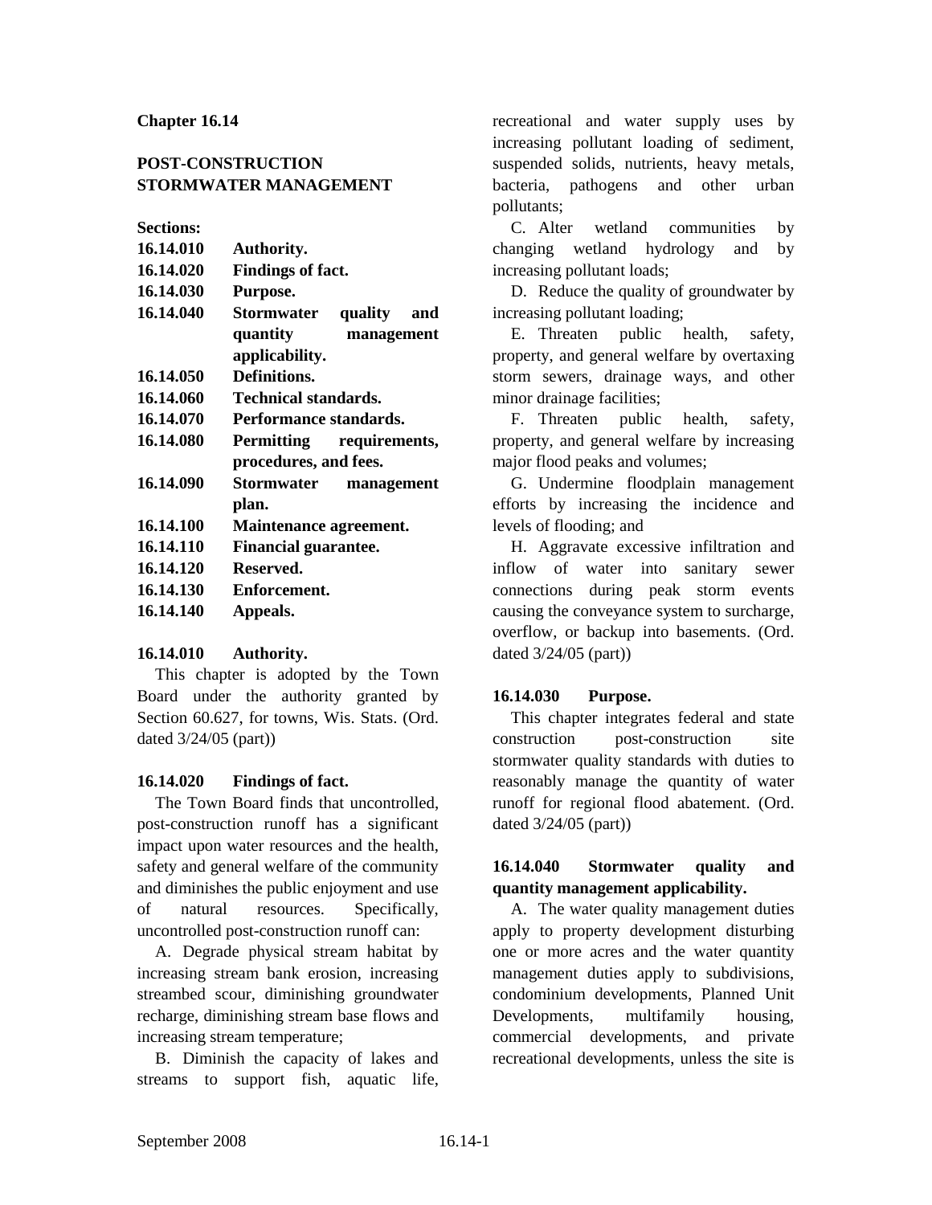## Chapter 16.14

## POST-CONSTRUCTION STORMWATER MANAGEMENT

**Sections:**

| | |
|---|---|
| **16.14.010** | **Authority.** |
| **16.14.020** | **Findings of fact.** |
| **16.14.030** | **Purpose.** |
| **16.14.040** | **Stormwater quality and quantity management applicability.** |
| **16.14.050** | **Definitions.** |
| **16.14.060** | **Technical standards.** |
| **16.14.070** | **Performance standards.** |
| **16.14.080** | **Permitting requirements, procedures, and fees.** |
| **16.14.090** | **Stormwater management plan.** |
| **16.14.100** | **Maintenance agreement.** |
| **16.14.110** | **Financial guarantee.** |
| **16.14.120** | **Reserved.** |
| **16.14.130** | **Enforcement.** |
| **16.14.140** | **Appeals.** |

### 16.14.010 Authority.

This chapter is adopted by the Town Board under the authority granted by Section 60.627, for towns, Wis. Stats. (Ord. dated 3/24/05 (part))

### 16.14.020 Findings of fact.

The Town Board finds that uncontrolled, post-construction runoff has a significant impact upon water resources and the health, safety and general welfare of the community and diminishes the public enjoyment and use of natural resources. Specifically, uncontrolled post-construction runoff can:

A. Degrade physical stream habitat by increasing stream bank erosion, increasing streambed scour, diminishing groundwater recharge, diminishing stream base flows and increasing stream temperature;

B. Diminish the capacity of lakes and streams to support fish, aquatic life, recreational and water supply uses by increasing pollutant loading of sediment, suspended solids, nutrients, heavy metals, bacteria, pathogens and other urban pollutants;

C. Alter wetland communities by changing wetland hydrology and by increasing pollutant loads;

D. Reduce the quality of groundwater by increasing pollutant loading;

E. Threaten public health, safety, property, and general welfare by overtaxing storm sewers, drainage ways, and other minor drainage facilities;

F. Threaten public health, safety, property, and general welfare by increasing major flood peaks and volumes;

G. Undermine floodplain management efforts by increasing the incidence and levels of flooding; and

H. Aggravate excessive infiltration and inflow of water into sanitary sewer connections during peak storm events causing the conveyance system to surcharge, overflow, or backup into basements. (Ord. dated 3/24/05 (part))

### 16.14.030 Purpose.

This chapter integrates federal and state construction post-construction site stormwater quality standards with duties to reasonably manage the quantity of water runoff for regional flood abatement. (Ord. dated 3/24/05 (part))

### 16.14.040 Stormwater quality and quantity management applicability.

A. The water quality management duties apply to property development disturbing one or more acres and the water quantity management duties apply to subdivisions, condominium developments, Planned Unit Developments, multifamily housing, commercial developments, and private recreational developments, unless the site is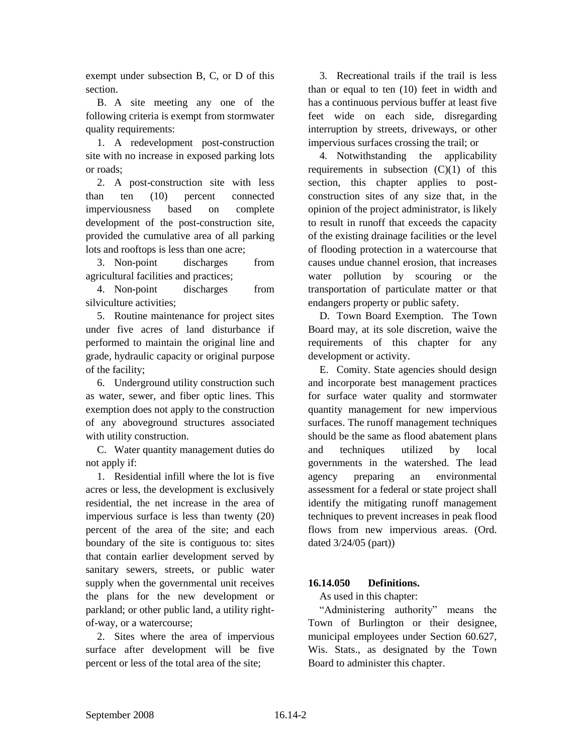exempt under subsection B, C, or D of this section.

B. A site meeting any one of the following criteria is exempt from stormwater quality requirements:

1. A redevelopment post-construction site with no increase in exposed parking lots or roads;

2. A post-construction site with less than ten (10) percent connected imperviousness based on complete development of the post-construction site, provided the cumulative area of all parking lots and rooftops is less than one acre;

3. Non-point discharges from agricultural facilities and practices;

4. Non-point discharges from silviculture activities;

5. Routine maintenance for project sites under five acres of land disturbance if performed to maintain the original line and grade, hydraulic capacity or original purpose of the facility;

6. Underground utility construction such as water, sewer, and fiber optic lines. This exemption does not apply to the construction of any aboveground structures associated with utility construction.

C. Water quantity management duties do not apply if:

1. Residential infill where the lot is five acres or less, the development is exclusively residential, the net increase in the area of impervious surface is less than twenty (20) percent of the area of the site; and each boundary of the site is contiguous to: sites that contain earlier development served by sanitary sewers, streets, or public water supply when the governmental unit receives the plans for the new development or parkland; or other public land, a utility right-of-way, or a watercourse;

2. Sites where the area of impervious surface after development will be five percent or less of the total area of the site;

3. Recreational trails if the trail is less than or equal to ten (10) feet in width and has a continuous pervious buffer at least five feet wide on each side, disregarding interruption by streets, driveways, or other impervious surfaces crossing the trail; or

4. Notwithstanding the applicability requirements in subsection (C)(1) of this section, this chapter applies to post-construction sites of any size that, in the opinion of the project administrator, is likely to result in runoff that exceeds the capacity of the existing drainage facilities or the level of flooding protection in a watercourse that causes undue channel erosion, that increases water pollution by scouring or the transportation of particulate matter or that endangers property or public safety.

D. Town Board Exemption. The Town Board may, at its sole discretion, waive the requirements of this chapter for any development or activity.

E. Comity. State agencies should design and incorporate best management practices for surface water quality and stormwater quantity management for new impervious surfaces. The runoff management techniques should be the same as flood abatement plans and techniques utilized by local governments in the watershed. The lead agency preparing an environmental assessment for a federal or state project shall identify the mitigating runoff management techniques to prevent increases in peak flood flows from new impervious areas. (Ord. dated 3/24/05 (part))

**16.14.050 Definitions.**

As used in this chapter:

"Administering authority" means the Town of Burlington or their designee, municipal employees under Section 60.627, Wis. Stats., as designated by the Town Board to administer this chapter.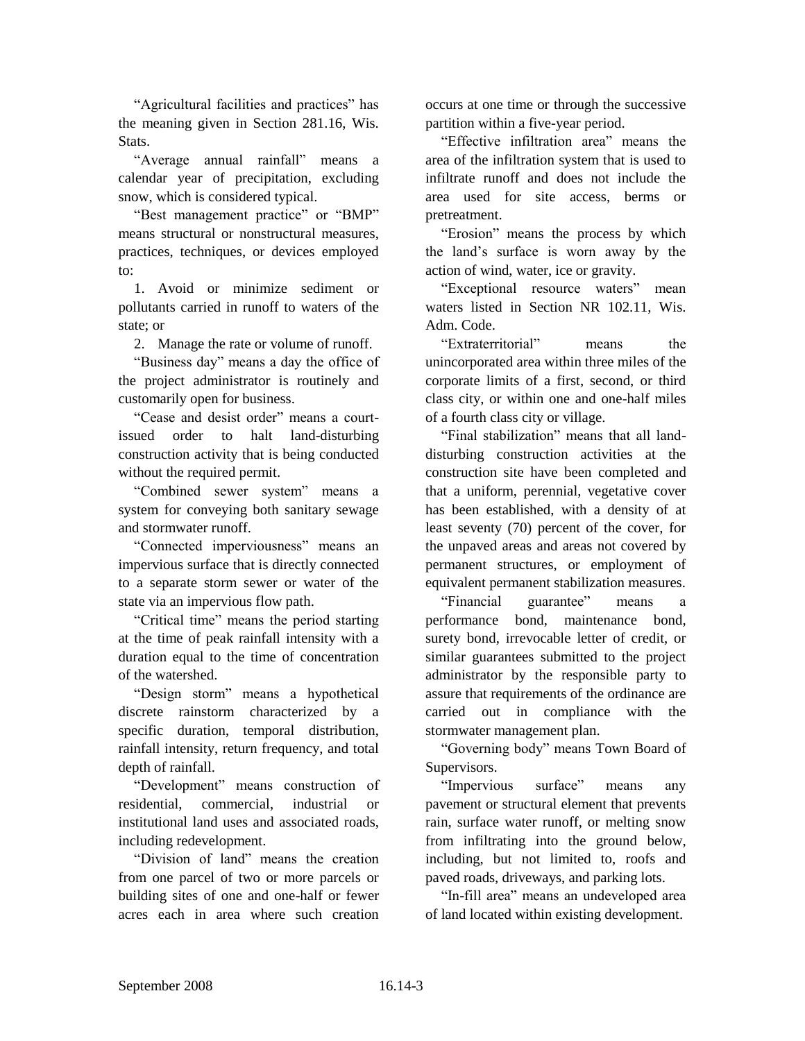"Agricultural facilities and practices" has the meaning given in Section 281.16, Wis. Stats.

"Average annual rainfall" means a calendar year of precipitation, excluding snow, which is considered typical.

"Best management practice" or "BMP" means structural or nonstructural measures, practices, techniques, or devices employed to:

1. Avoid or minimize sediment or pollutants carried in runoff to waters of the state; or
2. Manage the rate or volume of runoff.

"Business day" means a day the office of the project administrator is routinely and customarily open for business.

"Cease and desist order" means a court-issued order to halt land-disturbing construction activity that is being conducted without the required permit.

"Combined sewer system" means a system for conveying both sanitary sewage and stormwater runoff.

"Connected imperviousness" means an impervious surface that is directly connected to a separate storm sewer or water of the state via an impervious flow path.

"Critical time" means the period starting at the time of peak rainfall intensity with a duration equal to the time of concentration of the watershed.

"Design storm" means a hypothetical discrete rainstorm characterized by a specific duration, temporal distribution, rainfall intensity, return frequency, and total depth of rainfall.

"Development" means construction of residential, commercial, industrial or institutional land uses and associated roads, including redevelopment.

"Division of land" means the creation from one parcel of two or more parcels or building sites of one and one-half or fewer acres each in area where such creation occurs at one time or through the successive partition within a five-year period.

"Effective infiltration area" means the area of the infiltration system that is used to infiltrate runoff and does not include the area used for site access, berms or pretreatment.

"Erosion" means the process by which the land's surface is worn away by the action of wind, water, ice or gravity.

"Exceptional resource waters" mean waters listed in Section NR 102.11, Wis. Adm. Code.

"Extraterritorial" means the unincorporated area within three miles of the corporate limits of a first, second, or third class city, or within one and one-half miles of a fourth class city or village.

"Final stabilization" means that all land-disturbing construction activities at the construction site have been completed and that a uniform, perennial, vegetative cover has been established, with a density of at least seventy (70) percent of the cover, for the unpaved areas and areas not covered by permanent structures, or employment of equivalent permanent stabilization measures.

"Financial guarantee" means a performance bond, maintenance bond, surety bond, irrevocable letter of credit, or similar guarantees submitted to the project administrator by the responsible party to assure that requirements of the ordinance are carried out in compliance with the stormwater management plan.

"Governing body" means Town Board of Supervisors.

"Impervious surface" means any pavement or structural element that prevents rain, surface water runoff, or melting snow from infiltrating into the ground below, including, but not limited to, roofs and paved roads, driveways, and parking lots.

"In-fill area" means an undeveloped area of land located within existing development.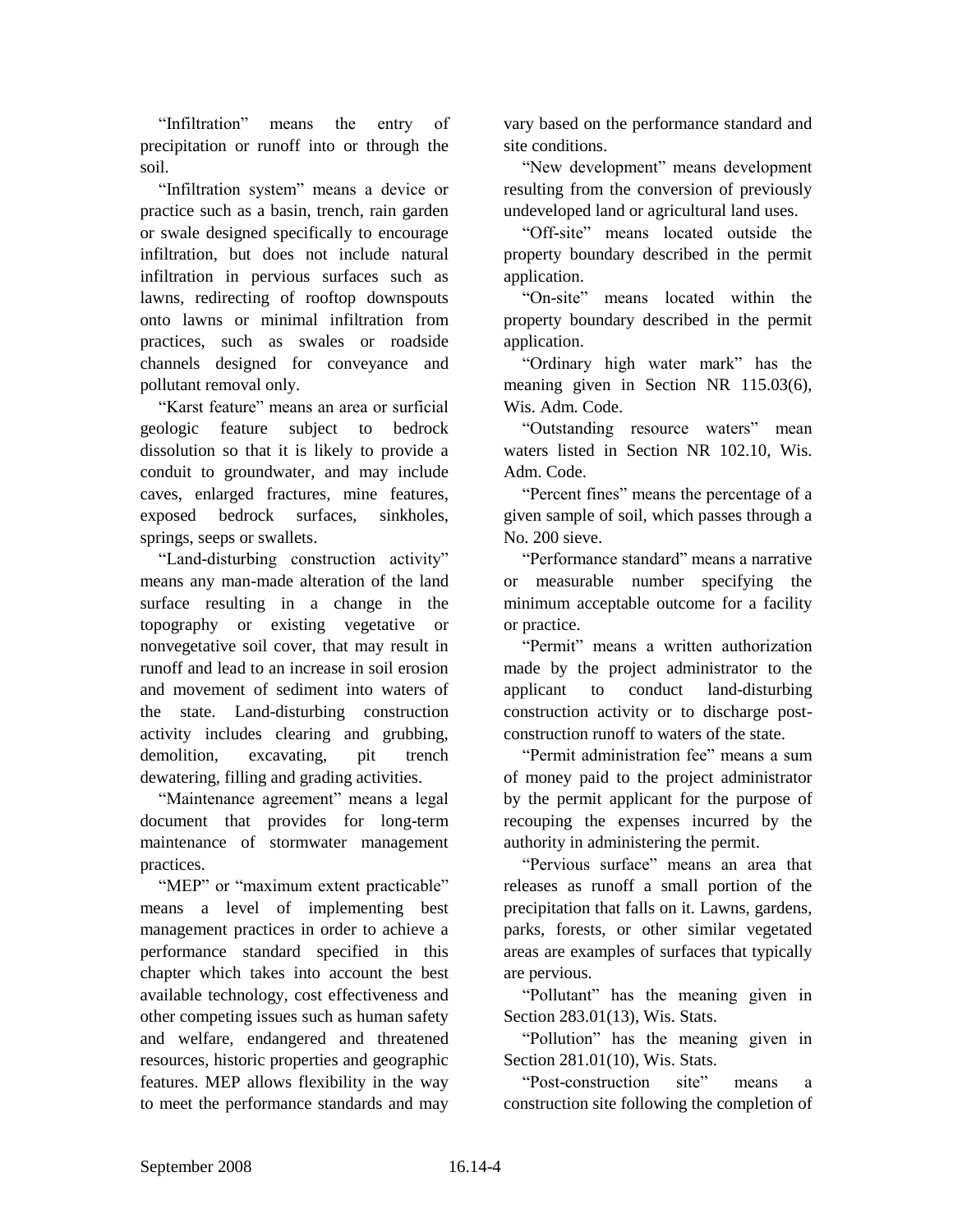"Infiltration" means the entry of precipitation or runoff into or through the soil.

"Infiltration system" means a device or practice such as a basin, trench, rain garden or swale designed specifically to encourage infiltration, but does not include natural infiltration in pervious surfaces such as lawns, redirecting of rooftop downspouts onto lawns or minimal infiltration from practices, such as swales or roadside channels designed for conveyance and pollutant removal only.

"Karst feature" means an area or surficial geologic feature subject to bedrock dissolution so that it is likely to provide a conduit to groundwater, and may include caves, enlarged fractures, mine features, exposed bedrock surfaces, sinkholes, springs, seeps or swallets.

"Land-disturbing construction activity" means any man-made alteration of the land surface resulting in a change in the topography or existing vegetative or nonvegetative soil cover, that may result in runoff and lead to an increase in soil erosion and movement of sediment into waters of the state. Land-disturbing construction activity includes clearing and grubbing, demolition, excavating, pit trench dewatering, filling and grading activities.

"Maintenance agreement" means a legal document that provides for long-term maintenance of stormwater management practices.

"MEP" or "maximum extent practicable" means a level of implementing best management practices in order to achieve a performance standard specified in this chapter which takes into account the best available technology, cost effectiveness and other competing issues such as human safety and welfare, endangered and threatened resources, historic properties and geographic features. MEP allows flexibility in the way to meet the performance standards and may vary based on the performance standard and site conditions.

"New development" means development resulting from the conversion of previously undeveloped land or agricultural land uses.

"Off-site" means located outside the property boundary described in the permit application.

"On-site" means located within the property boundary described in the permit application.

"Ordinary high water mark" has the meaning given in Section NR 115.03(6), Wis. Adm. Code.

"Outstanding resource waters" mean waters listed in Section NR 102.10, Wis. Adm. Code.

"Percent fines" means the percentage of a given sample of soil, which passes through a No. 200 sieve.

"Performance standard" means a narrative or measurable number specifying the minimum acceptable outcome for a facility or practice.

"Permit" means a written authorization made by the project administrator to the applicant to conduct land-disturbing construction activity or to discharge post-construction runoff to waters of the state.

"Permit administration fee" means a sum of money paid to the project administrator by the permit applicant for the purpose of recouping the expenses incurred by the authority in administering the permit.

"Pervious surface" means an area that releases as runoff a small portion of the precipitation that falls on it. Lawns, gardens, parks, forests, or other similar vegetated areas are examples of surfaces that typically are pervious.

"Pollutant" has the meaning given in Section 283.01(13), Wis. Stats.

"Pollution" has the meaning given in Section 281.01(10), Wis. Stats.

"Post-construction site" means a construction site following the completion of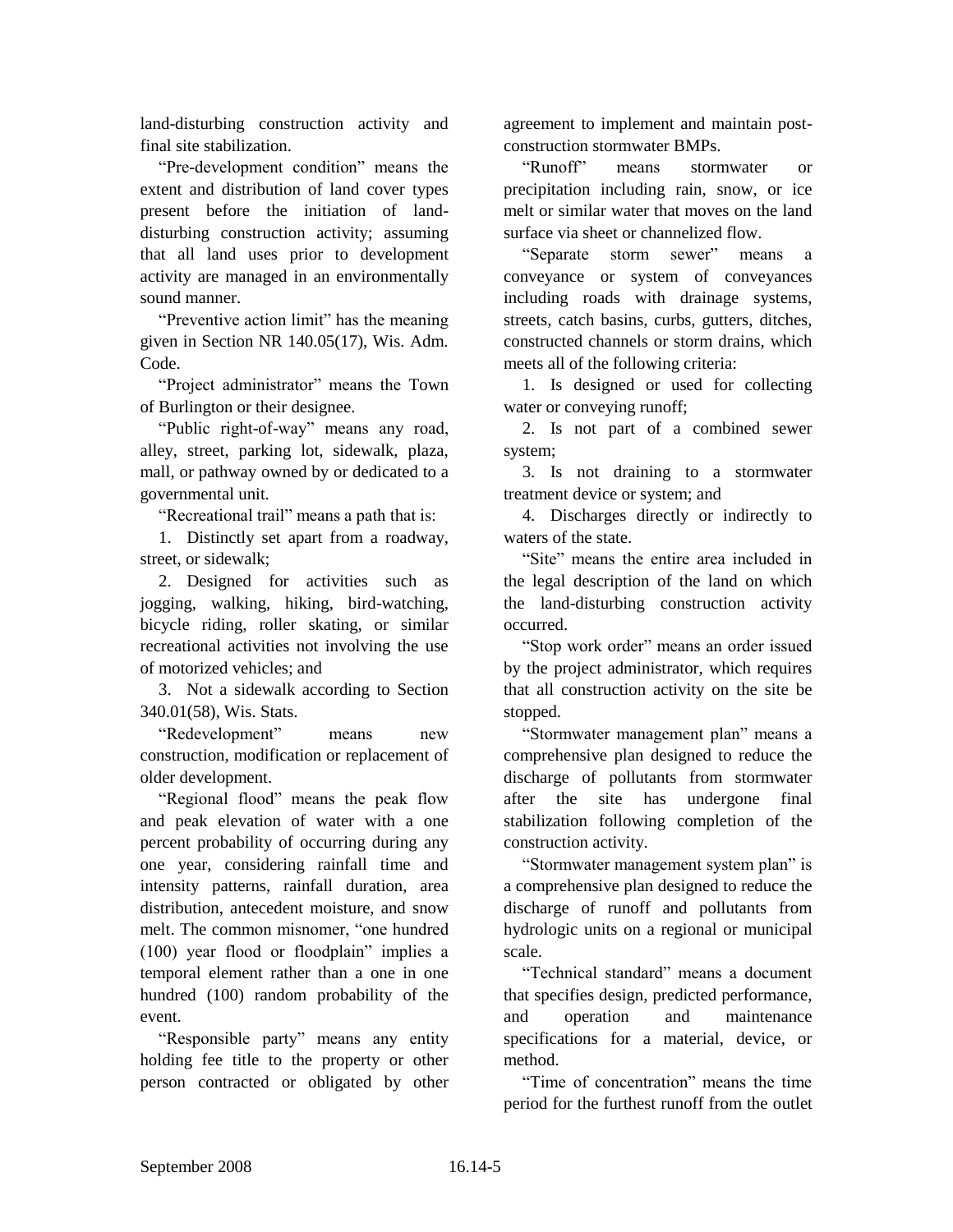land-disturbing construction activity and final site stabilization.

"Pre-development condition" means the extent and distribution of land cover types present before the initiation of land-disturbing construction activity; assuming that all land uses prior to development activity are managed in an environmentally sound manner.

"Preventive action limit" has the meaning given in Section NR 140.05(17), Wis. Adm. Code.

"Project administrator" means the Town of Burlington or their designee.

"Public right-of-way" means any road, alley, street, parking lot, sidewalk, plaza, mall, or pathway owned by or dedicated to a governmental unit.

"Recreational trail" means a path that is:

1. Distinctly set apart from a roadway, street, or sidewalk;

2. Designed for activities such as jogging, walking, hiking, bird-watching, bicycle riding, roller skating, or similar recreational activities not involving the use of motorized vehicles; and

3. Not a sidewalk according to Section 340.01(58), Wis. Stats.

"Redevelopment" means new construction, modification or replacement of older development.

"Regional flood" means the peak flow and peak elevation of water with a one percent probability of occurring during any one year, considering rainfall time and intensity patterns, rainfall duration, area distribution, antecedent moisture, and snow melt. The common misnomer, "one hundred (100) year flood or floodplain" implies a temporal element rather than a one in one hundred (100) random probability of the event.

"Responsible party" means any entity holding fee title to the property or other person contracted or obligated by other agreement to implement and maintain post-construction stormwater BMPs.

"Runoff" means stormwater or precipitation including rain, snow, or ice melt or similar water that moves on the land surface via sheet or channelized flow.

"Separate storm sewer" means a conveyance or system of conveyances including roads with drainage systems, streets, catch basins, curbs, gutters, ditches, constructed channels or storm drains, which meets all of the following criteria:

1. Is designed or used for collecting water or conveying runoff;

2. Is not part of a combined sewer system;

3. Is not draining to a stormwater treatment device or system; and

4. Discharges directly or indirectly to waters of the state.

"Site" means the entire area included in the legal description of the land on which the land-disturbing construction activity occurred.

"Stop work order" means an order issued by the project administrator, which requires that all construction activity on the site be stopped.

"Stormwater management plan" means a comprehensive plan designed to reduce the discharge of pollutants from stormwater after the site has undergone final stabilization following completion of the construction activity.

"Stormwater management system plan" is a comprehensive plan designed to reduce the discharge of runoff and pollutants from hydrologic units on a regional or municipal scale.

"Technical standard" means a document that specifies design, predicted performance, and operation and maintenance specifications for a material, device, or method.

"Time of concentration" means the time period for the furthest runoff from the outlet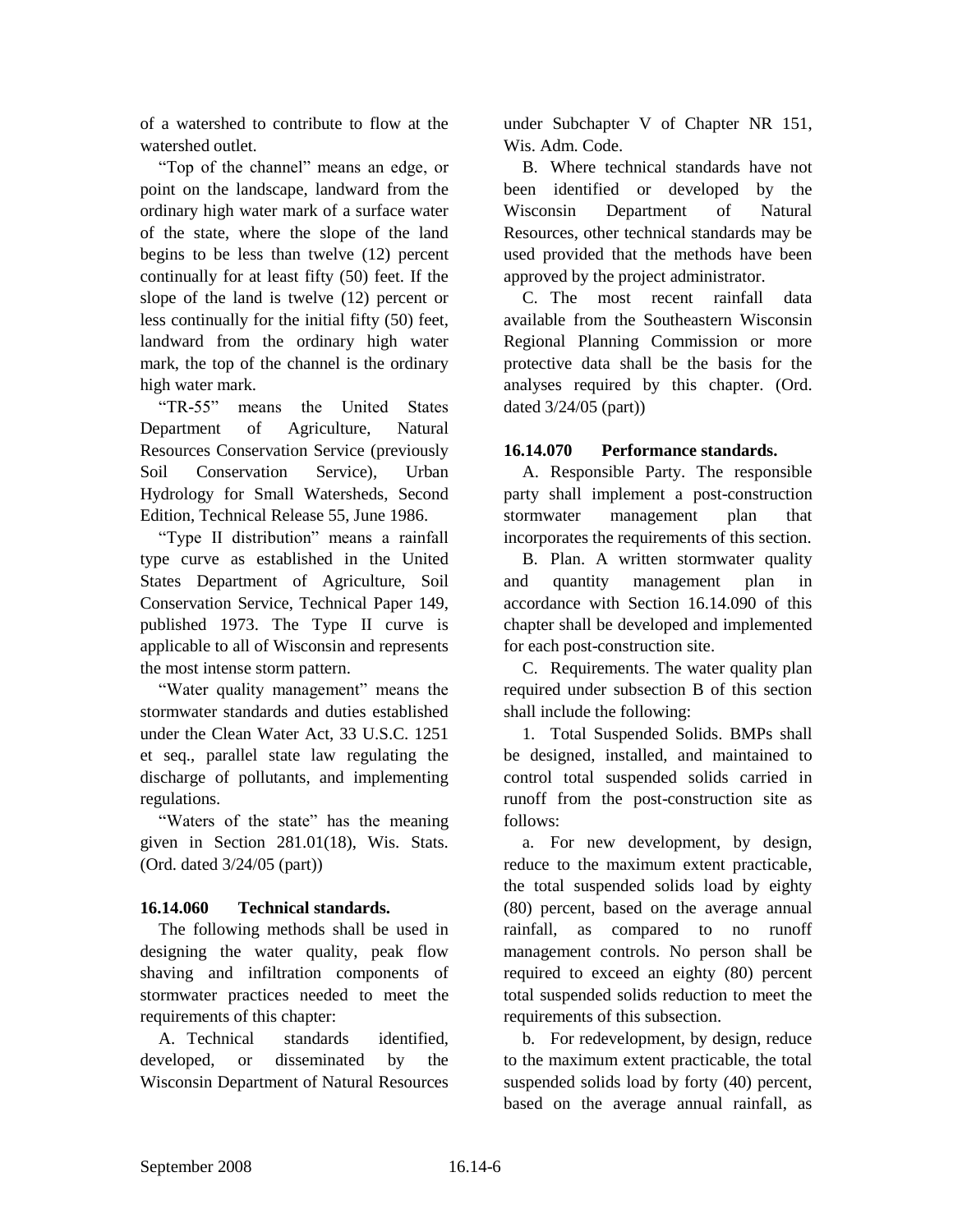of a watershed to contribute to flow at the watershed outlet.

"Top of the channel" means an edge, or point on the landscape, landward from the ordinary high water mark of a surface water of the state, where the slope of the land begins to be less than twelve (12) percent continually for at least fifty (50) feet. If the slope of the land is twelve (12) percent or less continually for the initial fifty (50) feet, landward from the ordinary high water mark, the top of the channel is the ordinary high water mark.

"TR-55" means the United States Department of Agriculture, Natural Resources Conservation Service (previously Soil Conservation Service), Urban Hydrology for Small Watersheds, Second Edition, Technical Release 55, June 1986.

"Type II distribution" means a rainfall type curve as established in the United States Department of Agriculture, Soil Conservation Service, Technical Paper 149, published 1973. The Type II curve is applicable to all of Wisconsin and represents the most intense storm pattern.

"Water quality management" means the stormwater standards and duties established under the Clean Water Act, 33 U.S.C. 1251 et seq., parallel state law regulating the discharge of pollutants, and implementing regulations.

"Waters of the state" has the meaning given in Section 281.01(18), Wis. Stats. (Ord. dated 3/24/05 (part))

**16.14.060 Technical standards.**

The following methods shall be used in designing the water quality, peak flow shaving and infiltration components of stormwater practices needed to meet the requirements of this chapter:

A. Technical standards identified, developed, or disseminated by the Wisconsin Department of Natural Resources under Subchapter V of Chapter NR 151, Wis. Adm. Code.

B. Where technical standards have not been identified or developed by the Wisconsin Department of Natural Resources, other technical standards may be used provided that the methods have been approved by the project administrator.

C. The most recent rainfall data available from the Southeastern Wisconsin Regional Planning Commission or more protective data shall be the basis for the analyses required by this chapter. (Ord. dated 3/24/05 (part))

**16.14.070 Performance standards.**

A. Responsible Party. The responsible party shall implement a post-construction stormwater management plan that incorporates the requirements of this section.

B. Plan. A written stormwater quality and quantity management plan in accordance with Section 16.14.090 of this chapter shall be developed and implemented for each post-construction site.

C. Requirements. The water quality plan required under subsection B of this section shall include the following:

1. Total Suspended Solids. BMPs shall be designed, installed, and maintained to control total suspended solids carried in runoff from the post-construction site as follows:

a. For new development, by design, reduce to the maximum extent practicable, the total suspended solids load by eighty (80) percent, based on the average annual rainfall, as compared to no runoff management controls. No person shall be required to exceed an eighty (80) percent total suspended solids reduction to meet the requirements of this subsection.

b. For redevelopment, by design, reduce to the maximum extent practicable, the total suspended solids load by forty (40) percent, based on the average annual rainfall, as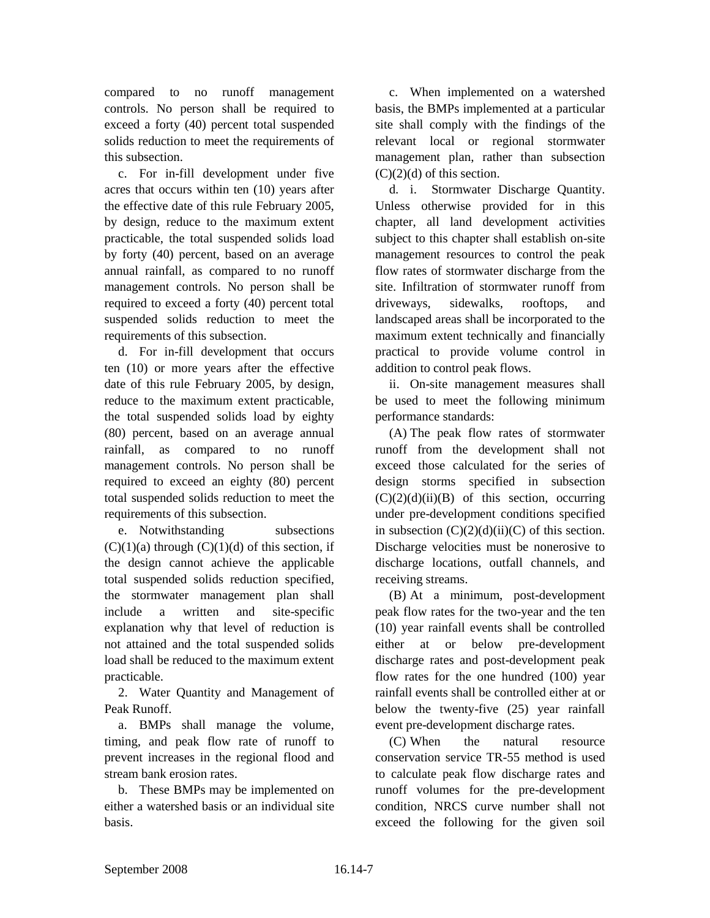compared to no runoff management controls. No person shall be required to exceed a forty (40) percent total suspended solids reduction to meet the requirements of this subsection.

c. For in-fill development under five acres that occurs within ten (10) years after the effective date of this rule February 2005, by design, reduce to the maximum extent practicable, the total suspended solids load by forty (40) percent, based on an average annual rainfall, as compared to no runoff management controls. No person shall be required to exceed a forty (40) percent total suspended solids reduction to meet the requirements of this subsection.

d. For in-fill development that occurs ten (10) or more years after the effective date of this rule February 2005, by design, reduce to the maximum extent practicable, the total suspended solids load by eighty (80) percent, based on an average annual rainfall, as compared to no runoff management controls. No person shall be required to exceed an eighty (80) percent total suspended solids reduction to meet the requirements of this subsection.

e. Notwithstanding subsections (C)(1)(a) through (C)(1)(d) of this section, if the design cannot achieve the applicable total suspended solids reduction specified, the stormwater management plan shall include a written and site-specific explanation why that level of reduction is not attained and the total suspended solids load shall be reduced to the maximum extent practicable.

2. Water Quantity and Management of Peak Runoff.

a. BMPs shall manage the volume, timing, and peak flow rate of runoff to prevent increases in the regional flood and stream bank erosion rates.

b. These BMPs may be implemented on either a watershed basis or an individual site basis.

c. When implemented on a watershed basis, the BMPs implemented at a particular site shall comply with the findings of the relevant local or regional stormwater management plan, rather than subsection (C)(2)(d) of this section.

d. i. Stormwater Discharge Quantity. Unless otherwise provided for in this chapter, all land development activities subject to this chapter shall establish on-site management resources to control the peak flow rates of stormwater discharge from the site. Infiltration of stormwater runoff from driveways, sidewalks, rooftops, and landscaped areas shall be incorporated to the maximum extent technically and financially practical to provide volume control in addition to control peak flows.

ii. On-site management measures shall be used to meet the following minimum performance standards:

(A) The peak flow rates of stormwater runoff from the development shall not exceed those calculated for the series of design storms specified in subsection (C)(2)(d)(ii)(B) of this section, occurring under pre-development conditions specified in subsection (C)(2)(d)(ii)(C) of this section. Discharge velocities must be nonerosive to discharge locations, outfall channels, and receiving streams.

(B) At a minimum, post-development peak flow rates for the two-year and the ten (10) year rainfall events shall be controlled either at or below pre-development discharge rates and post-development peak flow rates for the one hundred (100) year rainfall events shall be controlled either at or below the twenty-five (25) year rainfall event pre-development discharge rates.

(C) When the natural resource conservation service TR-55 method is used to calculate peak flow discharge rates and runoff volumes for the pre-development condition, NRCS curve number shall not exceed the following for the given soil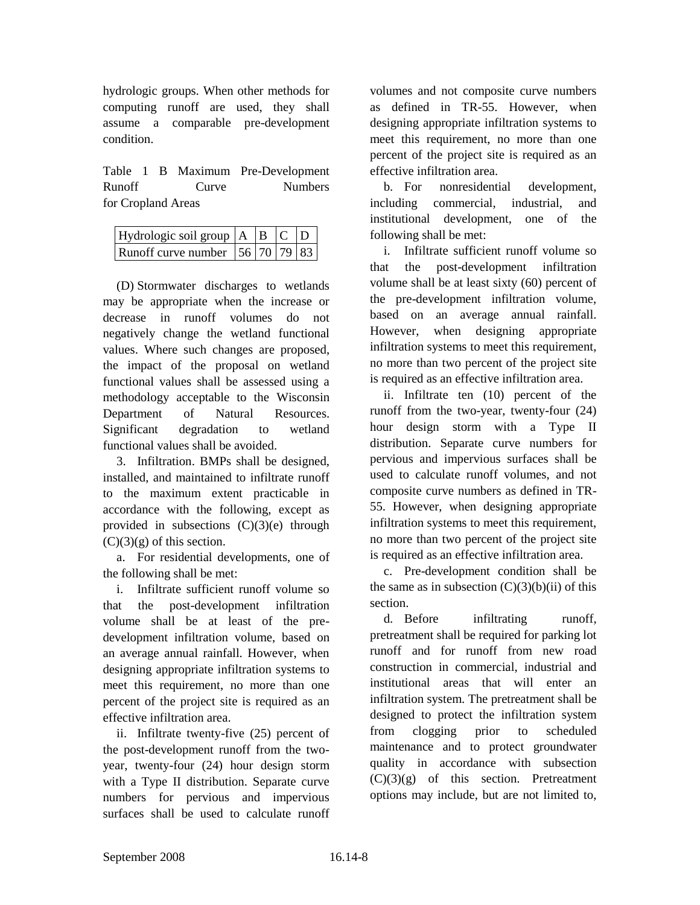hydrologic groups. When other methods for computing runoff are used, they shall assume a comparable pre-development condition.

Table 1 B Maximum Pre-Development Runoff Curve Numbers for Cropland Areas

| Hydrologic soil group | A | B | C | D |
|---|---|---|---|---|
| Runoff curve number | 56 | 70 | 79 | 83 |

(D) Stormwater discharges to wetlands may be appropriate when the increase or decrease in runoff volumes do not negatively change the wetland functional values. Where such changes are proposed, the impact of the proposal on wetland functional values shall be assessed using a methodology acceptable to the Wisconsin Department of Natural Resources. Significant degradation to wetland functional values shall be avoided.

3. Infiltration. BMPs shall be designed, installed, and maintained to infiltrate runoff to the maximum extent practicable in accordance with the following, except as provided in subsections (C)(3)(e) through (C)(3)(g) of this section.

a. For residential developments, one of the following shall be met:

i. Infiltrate sufficient runoff volume so that the post-development infiltration volume shall be at least of the pre-development infiltration volume, based on an average annual rainfall. However, when designing appropriate infiltration systems to meet this requirement, no more than one percent of the project site is required as an effective infiltration area.

ii. Infiltrate twenty-five (25) percent of the post-development runoff from the two-year, twenty-four (24) hour design storm with a Type II distribution. Separate curve numbers for pervious and impervious surfaces shall be used to calculate runoff volumes and not composite curve numbers as defined in TR-55. However, when designing appropriate infiltration systems to meet this requirement, no more than one percent of the project site is required as an effective infiltration area.

b. For nonresidential development, including commercial, industrial, and institutional development, one of the following shall be met:

i. Infiltrate sufficient runoff volume so that the post-development infiltration volume shall be at least sixty (60) percent of the pre-development infiltration volume, based on an average annual rainfall. However, when designing appropriate infiltration systems to meet this requirement, no more than two percent of the project site is required as an effective infiltration area.

ii. Infiltrate ten (10) percent of the runoff from the two-year, twenty-four (24) hour design storm with a Type II distribution. Separate curve numbers for pervious and impervious surfaces shall be used to calculate runoff volumes, and not composite curve numbers as defined in TR-55. However, when designing appropriate infiltration systems to meet this requirement, no more than two percent of the project site is required as an effective infiltration area.

c. Pre-development condition shall be the same as in subsection (C)(3)(b)(ii) of this section.

d. Before infiltrating runoff, pretreatment shall be required for parking lot runoff and for runoff from new road construction in commercial, industrial and institutional areas that will enter an infiltration system. The pretreatment shall be designed to protect the infiltration system from clogging prior to scheduled maintenance and to protect groundwater quality in accordance with subsection (C)(3)(g) of this section. Pretreatment options may include, but are not limited to,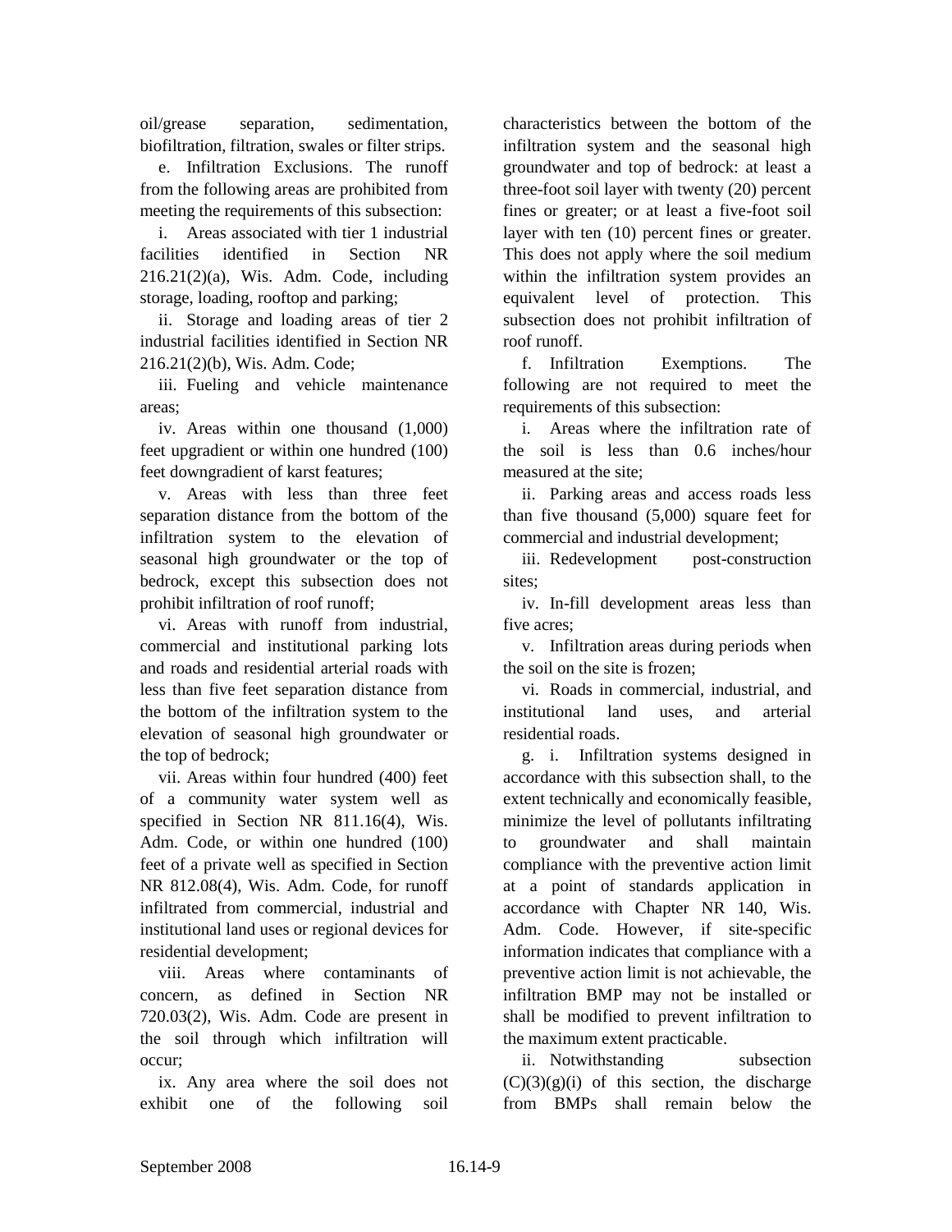oil/grease separation, sedimentation, biofiltration, filtration, swales or filter strips.

e. Infiltration Exclusions. The runoff from the following areas are prohibited from meeting the requirements of this subsection:

i. Areas associated with tier 1 industrial facilities identified in Section NR 216.21(2)(a), Wis. Adm. Code, including storage, loading, rooftop and parking;

ii. Storage and loading areas of tier 2 industrial facilities identified in Section NR 216.21(2)(b), Wis. Adm. Code;

iii. Fueling and vehicle maintenance areas;

iv. Areas within one thousand (1,000) feet upgradient or within one hundred (100) feet downgradient of karst features;

v. Areas with less than three feet separation distance from the bottom of the infiltration system to the elevation of seasonal high groundwater or the top of bedrock, except this subsection does not prohibit infiltration of roof runoff;

vi. Areas with runoff from industrial, commercial and institutional parking lots and roads and residential arterial roads with less than five feet separation distance from the bottom of the infiltration system to the elevation of seasonal high groundwater or the top of bedrock;

vii. Areas within four hundred (400) feet of a community water system well as specified in Section NR 811.16(4), Wis. Adm. Code, or within one hundred (100) feet of a private well as specified in Section NR 812.08(4), Wis. Adm. Code, for runoff infiltrated from commercial, industrial and institutional land uses or regional devices for residential development;

viii. Areas where contaminants of concern, as defined in Section NR 720.03(2), Wis. Adm. Code are present in the soil through which infiltration will occur;

ix. Any area where the soil does not exhibit one of the following soil characteristics between the bottom of the infiltration system and the seasonal high groundwater and top of bedrock: at least a three-foot soil layer with twenty (20) percent fines or greater; or at least a five-foot soil layer with ten (10) percent fines or greater. This does not apply where the soil medium within the infiltration system provides an equivalent level of protection. This subsection does not prohibit infiltration of roof runoff.

f. Infiltration Exemptions. The following are not required to meet the requirements of this subsection:

i. Areas where the infiltration rate of the soil is less than 0.6 inches/hour measured at the site;

ii. Parking areas and access roads less than five thousand (5,000) square feet for commercial and industrial development;

iii. Redevelopment post-construction sites;

iv. In-fill development areas less than five acres;

v. Infiltration areas during periods when the soil on the site is frozen;

vi. Roads in commercial, industrial, and institutional land uses, and arterial residential roads.

g. i. Infiltration systems designed in accordance with this subsection shall, to the extent technically and economically feasible, minimize the level of pollutants infiltrating to groundwater and shall maintain compliance with the preventive action limit at a point of standards application in accordance with Chapter NR 140, Wis. Adm. Code. However, if site-specific information indicates that compliance with a preventive action limit is not achievable, the infiltration BMP may not be installed or shall be modified to prevent infiltration to the maximum extent practicable.

ii. Notwithstanding subsection (C)(3)(g)(i) of this section, the discharge from BMPs shall remain below the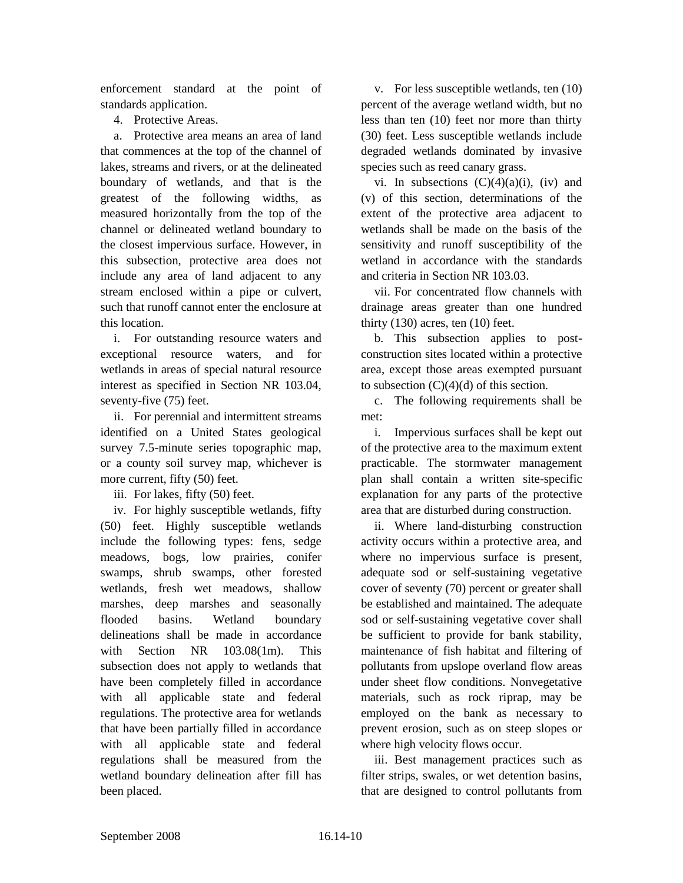enforcement standard at the point of standards application.

4. Protective Areas.

a. Protective area means an area of land that commences at the top of the channel of lakes, streams and rivers, or at the delineated boundary of wetlands, and that is the greatest of the following widths, as measured horizontally from the top of the channel or delineated wetland boundary to the closest impervious surface. However, in this subsection, protective area does not include any area of land adjacent to any stream enclosed within a pipe or culvert, such that runoff cannot enter the enclosure at this location.

i. For outstanding resource waters and exceptional resource waters, and for wetlands in areas of special natural resource interest as specified in Section NR 103.04, seventy-five (75) feet.

ii. For perennial and intermittent streams identified on a United States geological survey 7.5-minute series topographic map, or a county soil survey map, whichever is more current, fifty (50) feet.

iii. For lakes, fifty (50) feet.

iv. For highly susceptible wetlands, fifty (50) feet. Highly susceptible wetlands include the following types: fens, sedge meadows, bogs, low prairies, conifer swamps, shrub swamps, other forested wetlands, fresh wet meadows, shallow marshes, deep marshes and seasonally flooded basins. Wetland boundary delineations shall be made in accordance with Section NR 103.08(1m). This subsection does not apply to wetlands that have been completely filled in accordance with all applicable state and federal regulations. The protective area for wetlands that have been partially filled in accordance with all applicable state and federal regulations shall be measured from the wetland boundary delineation after fill has been placed.

v. For less susceptible wetlands, ten (10) percent of the average wetland width, but no less than ten (10) feet nor more than thirty (30) feet. Less susceptible wetlands include degraded wetlands dominated by invasive species such as reed canary grass.

vi. In subsections (C)(4)(a)(i), (iv) and (v) of this section, determinations of the extent of the protective area adjacent to wetlands shall be made on the basis of the sensitivity and runoff susceptibility of the wetland in accordance with the standards and criteria in Section NR 103.03.

vii. For concentrated flow channels with drainage areas greater than one hundred thirty (130) acres, ten (10) feet.

b. This subsection applies to post-construction sites located within a protective area, except those areas exempted pursuant to subsection (C)(4)(d) of this section.

c. The following requirements shall be met:

i. Impervious surfaces shall be kept out of the protective area to the maximum extent practicable. The stormwater management plan shall contain a written site-specific explanation for any parts of the protective area that are disturbed during construction.

ii. Where land-disturbing construction activity occurs within a protective area, and where no impervious surface is present, adequate sod or self-sustaining vegetative cover of seventy (70) percent or greater shall be established and maintained. The adequate sod or self-sustaining vegetative cover shall be sufficient to provide for bank stability, maintenance of fish habitat and filtering of pollutants from upslope overland flow areas under sheet flow conditions. Nonvegetative materials, such as rock riprap, may be employed on the bank as necessary to prevent erosion, such as on steep slopes or where high velocity flows occur.

iii. Best management practices such as filter strips, swales, or wet detention basins, that are designed to control pollutants from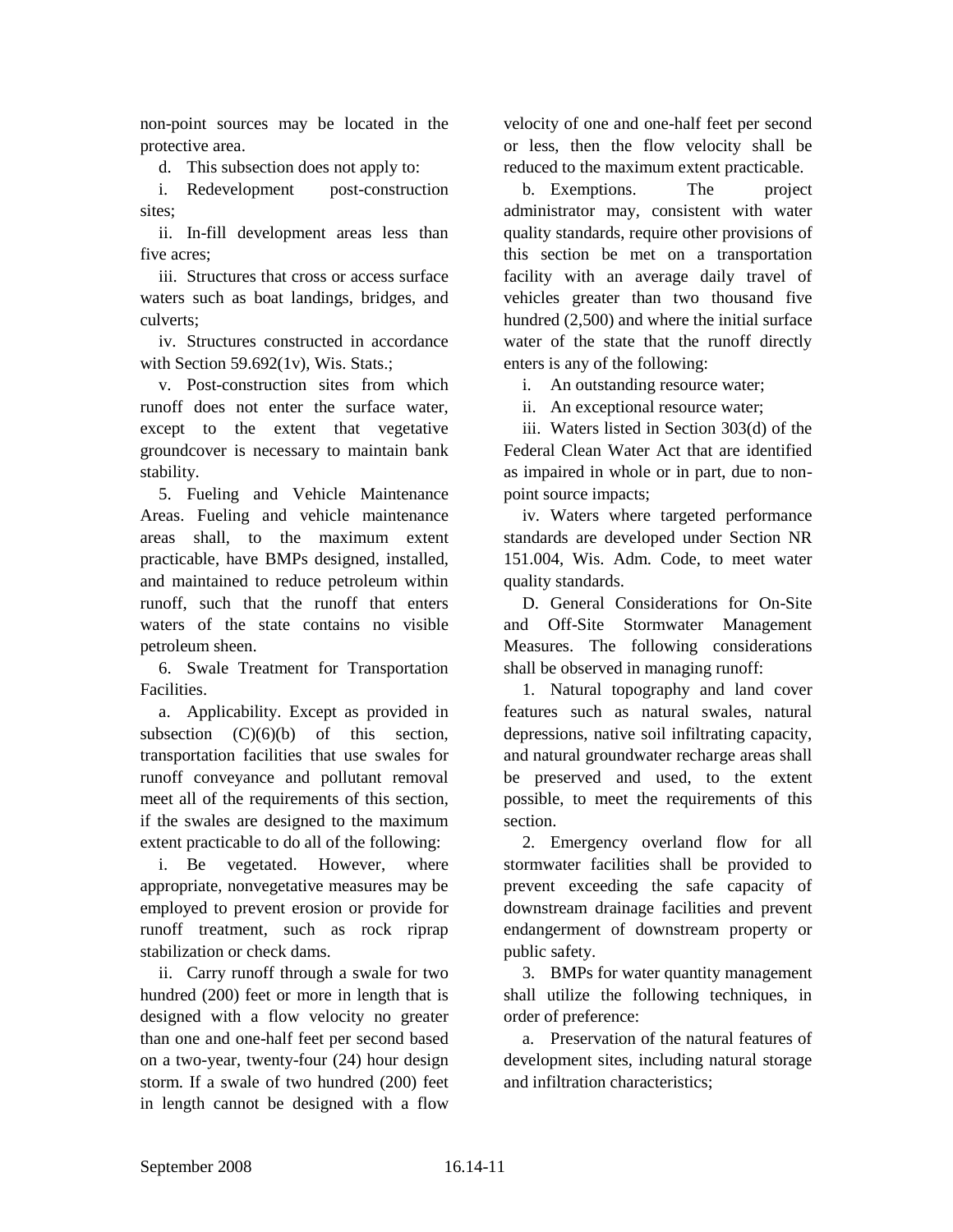non-point sources may be located in the protective area.

d. This subsection does not apply to:

i. Redevelopment post-construction sites;

ii. In-fill development areas less than five acres;

iii. Structures that cross or access surface waters such as boat landings, bridges, and culverts;

iv. Structures constructed in accordance with Section 59.692(1v), Wis. Stats.;

v. Post-construction sites from which runoff does not enter the surface water, except to the extent that vegetative groundcover is necessary to maintain bank stability.

5. Fueling and Vehicle Maintenance Areas. Fueling and vehicle maintenance areas shall, to the maximum extent practicable, have BMPs designed, installed, and maintained to reduce petroleum within runoff, such that the runoff that enters waters of the state contains no visible petroleum sheen.

6. Swale Treatment for Transportation Facilities.

a. Applicability. Except as provided in subsection (C)(6)(b) of this section, transportation facilities that use swales for runoff conveyance and pollutant removal meet all of the requirements of this section, if the swales are designed to the maximum extent practicable to do all of the following:

i. Be vegetated. However, where appropriate, nonvegetative measures may be employed to prevent erosion or provide for runoff treatment, such as rock riprap stabilization or check dams.

ii. Carry runoff through a swale for two hundred (200) feet or more in length that is designed with a flow velocity no greater than one and one-half feet per second based on a two-year, twenty-four (24) hour design storm. If a swale of two hundred (200) feet in length cannot be designed with a flow velocity of one and one-half feet per second or less, then the flow velocity shall be reduced to the maximum extent practicable.

b. Exemptions. The project administrator may, consistent with water quality standards, require other provisions of this section be met on a transportation facility with an average daily travel of vehicles greater than two thousand five hundred (2,500) and where the initial surface water of the state that the runoff directly enters is any of the following:

i. An outstanding resource water;

ii. An exceptional resource water;

iii. Waters listed in Section 303(d) of the Federal Clean Water Act that are identified as impaired in whole or in part, due to non-point source impacts;

iv. Waters where targeted performance standards are developed under Section NR 151.004, Wis. Adm. Code, to meet water quality standards.

D. General Considerations for On-Site and Off-Site Stormwater Management Measures. The following considerations shall be observed in managing runoff:

1. Natural topography and land cover features such as natural swales, natural depressions, native soil infiltrating capacity, and natural groundwater recharge areas shall be preserved and used, to the extent possible, to meet the requirements of this section.

2. Emergency overland flow for all stormwater facilities shall be provided to prevent exceeding the safe capacity of downstream drainage facilities and prevent endangerment of downstream property or public safety.

3. BMPs for water quantity management shall utilize the following techniques, in order of preference:

a. Preservation of the natural features of development sites, including natural storage and infiltration characteristics;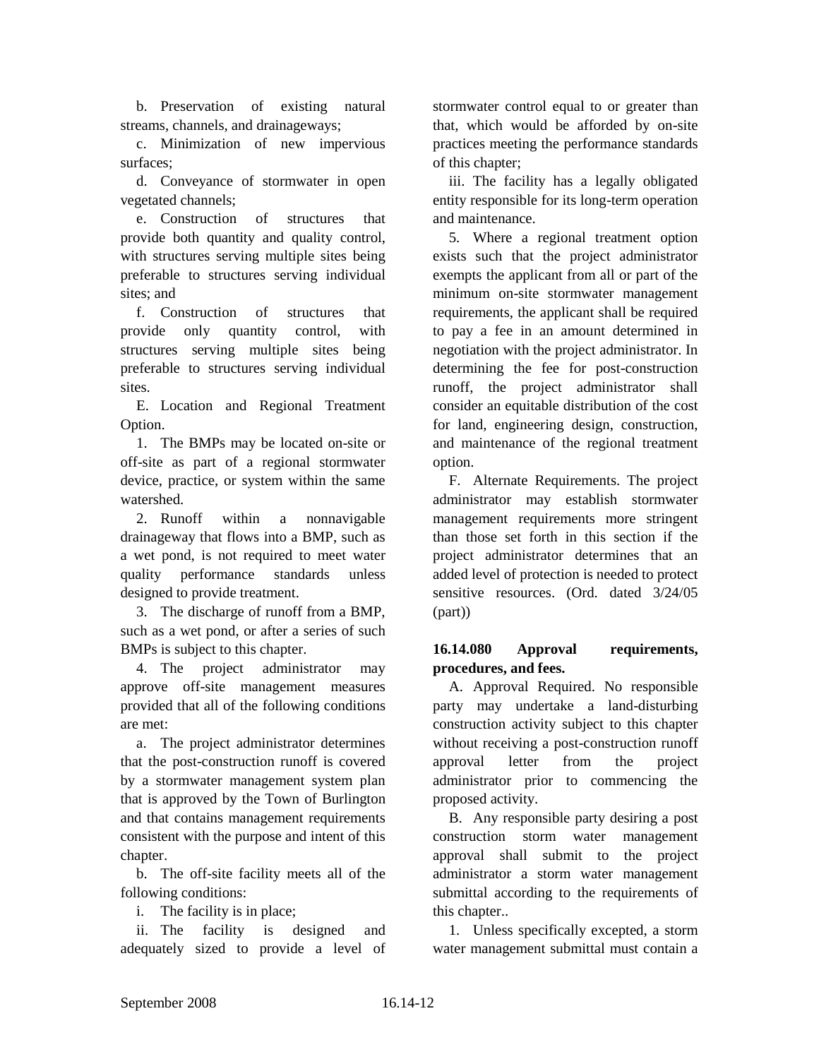b. Preservation of existing natural streams, channels, and drainageways;

c. Minimization of new impervious surfaces;

d. Conveyance of stormwater in open vegetated channels;

e. Construction of structures that provide both quantity and quality control, with structures serving multiple sites being preferable to structures serving individual sites; and

f. Construction of structures that provide only quantity control, with structures serving multiple sites being preferable to structures serving individual sites.

E. Location and Regional Treatment Option.

1. The BMPs may be located on-site or off-site as part of a regional stormwater device, practice, or system within the same watershed.

2. Runoff within a nonnavigable drainageway that flows into a BMP, such as a wet pond, is not required to meet water quality performance standards unless designed to provide treatment.

3. The discharge of runoff from a BMP, such as a wet pond, or after a series of such BMPs is subject to this chapter.

4. The project administrator may approve off-site management measures provided that all of the following conditions are met:

a. The project administrator determines that the post-construction runoff is covered by a stormwater management system plan that is approved by the Town of Burlington and that contains management requirements consistent with the purpose and intent of this chapter.

b. The off-site facility meets all of the following conditions:

i. The facility is in place;

ii. The facility is designed and adequately sized to provide a level of stormwater control equal to or greater than that, which would be afforded by on-site practices meeting the performance standards of this chapter;

iii. The facility has a legally obligated entity responsible for its long-term operation and maintenance.

5. Where a regional treatment option exists such that the project administrator exempts the applicant from all or part of the minimum on-site stormwater management requirements, the applicant shall be required to pay a fee in an amount determined in negotiation with the project administrator. In determining the fee for post-construction runoff, the project administrator shall consider an equitable distribution of the cost for land, engineering design, construction, and maintenance of the regional treatment option.

F. Alternate Requirements. The project administrator may establish stormwater management requirements more stringent than those set forth in this section if the project administrator determines that an added level of protection is needed to protect sensitive resources. (Ord. dated 3/24/05 (part))

**16.14.080 Approval requirements, procedures, and fees.**

A. Approval Required. No responsible party may undertake a land-disturbing construction activity subject to this chapter without receiving a post-construction runoff approval letter from the project administrator prior to commencing the proposed activity.

B. Any responsible party desiring a post construction storm water management approval shall submit to the project administrator a storm water management submittal according to the requirements of this chapter..

1. Unless specifically excepted, a storm water management submittal must contain a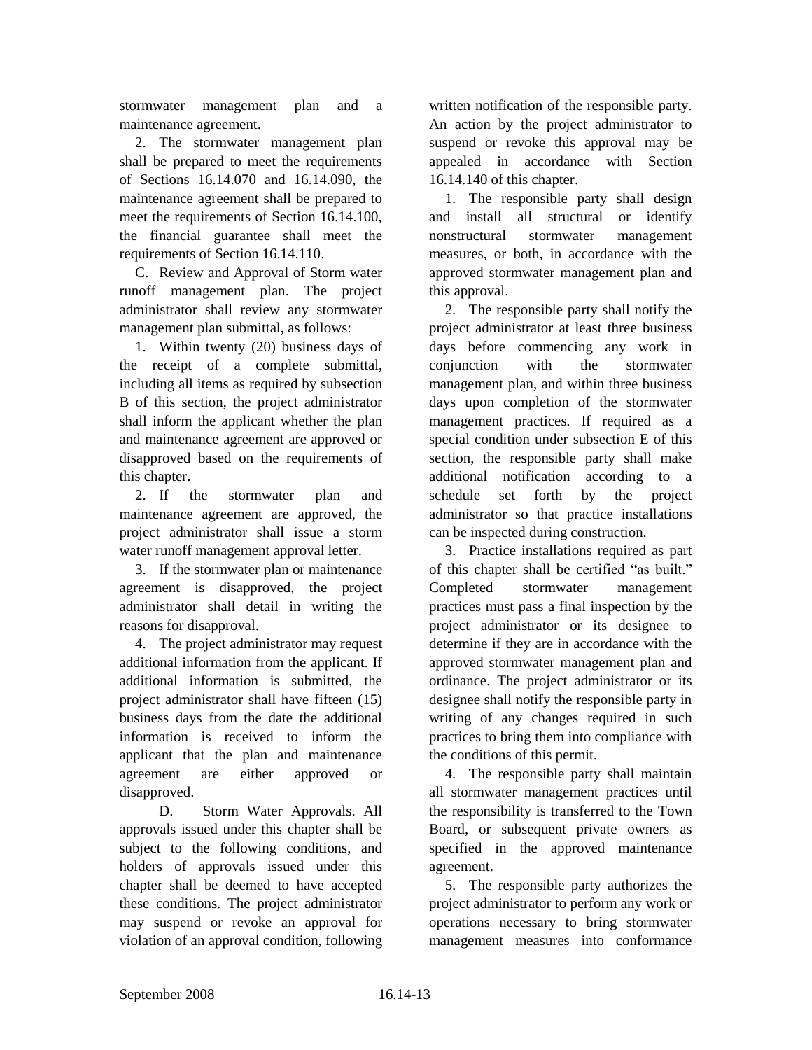stormwater management plan and a maintenance agreement.

2. The stormwater management plan shall be prepared to meet the requirements of Sections 16.14.070 and 16.14.090, the maintenance agreement shall be prepared to meet the requirements of Section 16.14.100, the financial guarantee shall meet the requirements of Section 16.14.110.

C. Review and Approval of Storm water runoff management plan. The project administrator shall review any stormwater management plan submittal, as follows:

1. Within twenty (20) business days of the receipt of a complete submittal, including all items as required by subsection B of this section, the project administrator shall inform the applicant whether the plan and maintenance agreement are approved or disapproved based on the requirements of this chapter.

2. If the stormwater plan and maintenance agreement are approved, the project administrator shall issue a storm water runoff management approval letter.

3. If the stormwater plan or maintenance agreement is disapproved, the project administrator shall detail in writing the reasons for disapproval.

4. The project administrator may request additional information from the applicant. If additional information is submitted, the project administrator shall have fifteen (15) business days from the date the additional information is received to inform the applicant that the plan and maintenance agreement are either approved or disapproved.

D. Storm Water Approvals. All approvals issued under this chapter shall be subject to the following conditions, and holders of approvals issued under this chapter shall be deemed to have accepted these conditions. The project administrator may suspend or revoke an approval for violation of an approval condition, following written notification of the responsible party. An action by the project administrator to suspend or revoke this approval may be appealed in accordance with Section 16.14.140 of this chapter.

1. The responsible party shall design and install all structural or identify nonstructural stormwater management measures, or both, in accordance with the approved stormwater management plan and this approval.

2. The responsible party shall notify the project administrator at least three business days before commencing any work in conjunction with the stormwater management plan, and within three business days upon completion of the stormwater management practices. If required as a special condition under subsection E of this section, the responsible party shall make additional notification according to a schedule set forth by the project administrator so that practice installations can be inspected during construction.

3. Practice installations required as part of this chapter shall be certified "as built." Completed stormwater management practices must pass a final inspection by the project administrator or its designee to determine if they are in accordance with the approved stormwater management plan and ordinance. The project administrator or its designee shall notify the responsible party in writing of any changes required in such practices to bring them into compliance with the conditions of this permit.

4. The responsible party shall maintain all stormwater management practices until the responsibility is transferred to the Town Board, or subsequent private owners as specified in the approved maintenance agreement.

5. The responsible party authorizes the project administrator to perform any work or operations necessary to bring stormwater management measures into conformance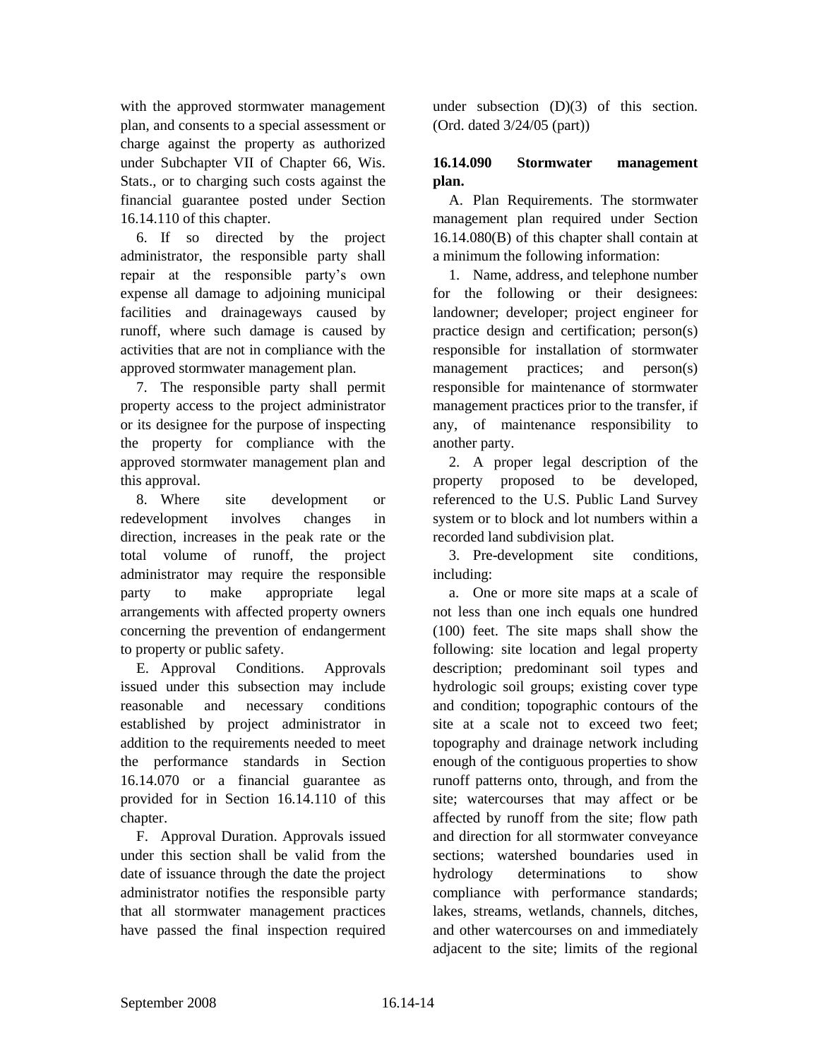with the approved stormwater management plan, and consents to a special assessment or charge against the property as authorized under Subchapter VII of Chapter 66, Wis. Stats., or to charging such costs against the financial guarantee posted under Section 16.14.110 of this chapter.

6. If so directed by the project administrator, the responsible party shall repair at the responsible party's own expense all damage to adjoining municipal facilities and drainageways caused by runoff, where such damage is caused by activities that are not in compliance with the approved stormwater management plan.

7. The responsible party shall permit property access to the project administrator or its designee for the purpose of inspecting the property for compliance with the approved stormwater management plan and this approval.

8. Where site development or redevelopment involves changes in direction, increases in the peak rate or the total volume of runoff, the project administrator may require the responsible party to make appropriate legal arrangements with affected property owners concerning the prevention of endangerment to property or public safety.

E. Approval Conditions. Approvals issued under this subsection may include reasonable and necessary conditions established by project administrator in addition to the requirements needed to meet the performance standards in Section 16.14.070 or a financial guarantee as provided for in Section 16.14.110 of this chapter.

F. Approval Duration. Approvals issued under this section shall be valid from the date of issuance through the date the project administrator notifies the responsible party that all stormwater management practices have passed the final inspection required under subsection (D)(3) of this section. (Ord. dated 3/24/05 (part))

**16.14.090 Stormwater management plan.**

A. Plan Requirements. The stormwater management plan required under Section 16.14.080(B) of this chapter shall contain at a minimum the following information:

1. Name, address, and telephone number for the following or their designees: landowner; developer; project engineer for practice design and certification; person(s) responsible for installation of stormwater management practices; and person(s) responsible for maintenance of stormwater management practices prior to the transfer, if any, of maintenance responsibility to another party.

2. A proper legal description of the property proposed to be developed, referenced to the U.S. Public Land Survey system or to block and lot numbers within a recorded land subdivision plat.

3. Pre-development site conditions, including:

a. One or more site maps at a scale of not less than one inch equals one hundred (100) feet. The site maps shall show the following: site location and legal property description; predominant soil types and hydrologic soil groups; existing cover type and condition; topographic contours of the site at a scale not to exceed two feet; topography and drainage network including enough of the contiguous properties to show runoff patterns onto, through, and from the site; watercourses that may affect or be affected by runoff from the site; flow path and direction for all stormwater conveyance sections; watershed boundaries used in hydrology determinations to show compliance with performance standards; lakes, streams, wetlands, channels, ditches, and other watercourses on and immediately adjacent to the site; limits of the regional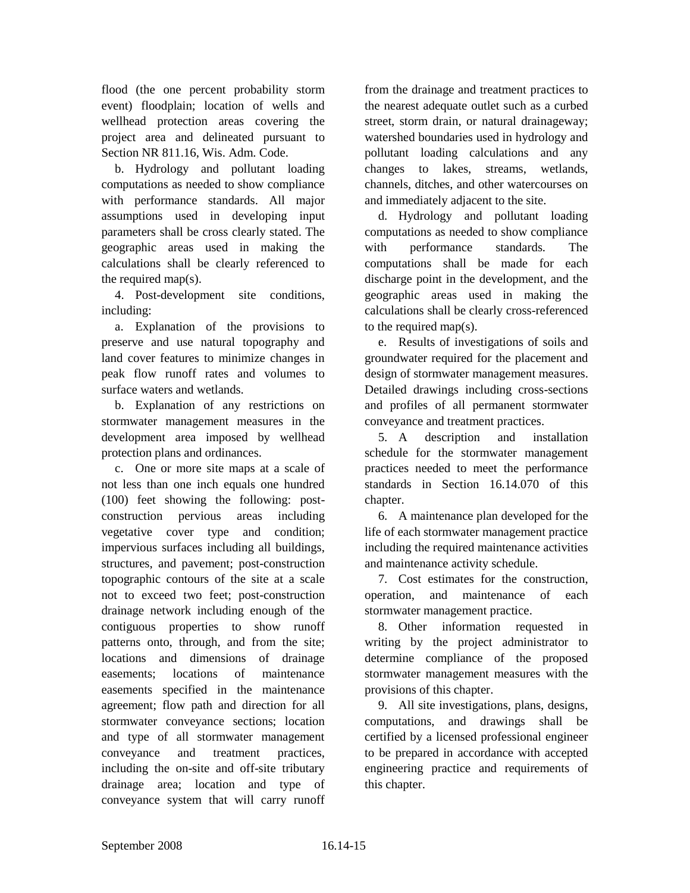flood (the one percent probability storm event) floodplain; location of wells and wellhead protection areas covering the project area and delineated pursuant to Section NR 811.16, Wis. Adm. Code.

b. Hydrology and pollutant loading computations as needed to show compliance with performance standards. All major assumptions used in developing input parameters shall be cross clearly stated. The geographic areas used in making the calculations shall be clearly referenced to the required map(s).

4. Post-development site conditions, including:

a. Explanation of the provisions to preserve and use natural topography and land cover features to minimize changes in peak flow runoff rates and volumes to surface waters and wetlands.

b. Explanation of any restrictions on stormwater management measures in the development area imposed by wellhead protection plans and ordinances.

c. One or more site maps at a scale of not less than one inch equals one hundred (100) feet showing the following: post-construction pervious areas including vegetative cover type and condition; impervious surfaces including all buildings, structures, and pavement; post-construction topographic contours of the site at a scale not to exceed two feet; post-construction drainage network including enough of the contiguous properties to show runoff patterns onto, through, and from the site; locations and dimensions of drainage easements; locations of maintenance easements specified in the maintenance agreement; flow path and direction for all stormwater conveyance sections; location and type of all stormwater management conveyance and treatment practices, including the on-site and off-site tributary drainage area; location and type of conveyance system that will carry runoff from the drainage and treatment practices to the nearest adequate outlet such as a curbed street, storm drain, or natural drainageway; watershed boundaries used in hydrology and pollutant loading calculations and any changes to lakes, streams, wetlands, channels, ditches, and other watercourses on and immediately adjacent to the site.

d. Hydrology and pollutant loading computations as needed to show compliance with performance standards. The computations shall be made for each discharge point in the development, and the geographic areas used in making the calculations shall be clearly cross-referenced to the required map(s).

e. Results of investigations of soils and groundwater required for the placement and design of stormwater management measures. Detailed drawings including cross-sections and profiles of all permanent stormwater conveyance and treatment practices.

5. A description and installation schedule for the stormwater management practices needed to meet the performance standards in Section 16.14.070 of this chapter.

6. A maintenance plan developed for the life of each stormwater management practice including the required maintenance activities and maintenance activity schedule.

7. Cost estimates for the construction, operation, and maintenance of each stormwater management practice.

8. Other information requested in writing by the project administrator to determine compliance of the proposed stormwater management measures with the provisions of this chapter.

9. All site investigations, plans, designs, computations, and drawings shall be certified by a licensed professional engineer to be prepared in accordance with accepted engineering practice and requirements of this chapter.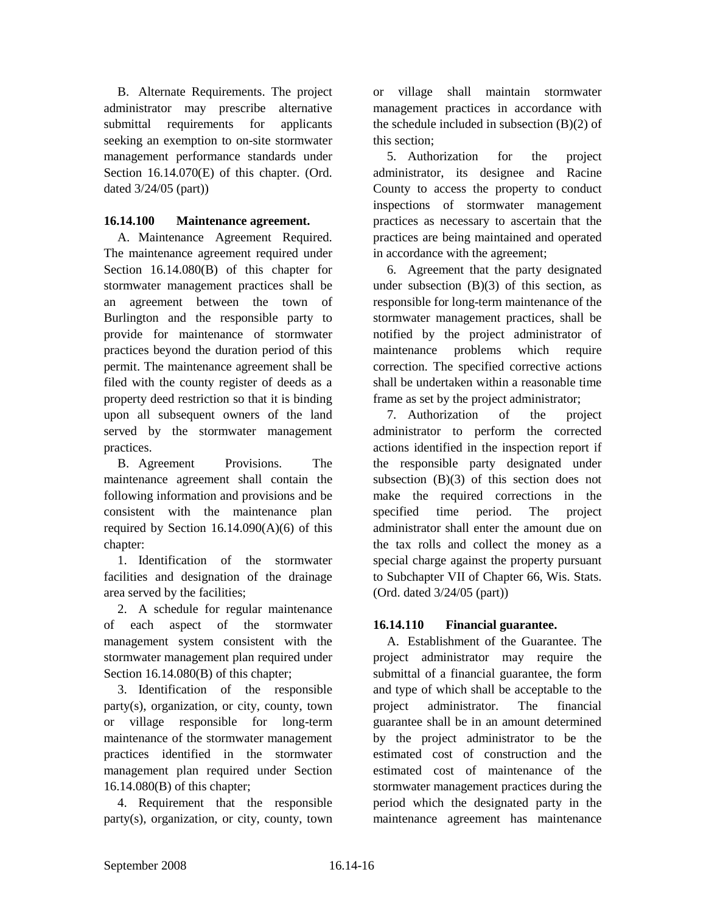B. Alternate Requirements. The project administrator may prescribe alternative submittal requirements for applicants seeking an exemption to on-site stormwater management performance standards under Section 16.14.070(E) of this chapter. (Ord. dated 3/24/05 (part))

### 16.14.100 Maintenance agreement.

A. Maintenance Agreement Required. The maintenance agreement required under Section 16.14.080(B) of this chapter for stormwater management practices shall be an agreement between the town of Burlington and the responsible party to provide for maintenance of stormwater practices beyond the duration period of this permit. The maintenance agreement shall be filed with the county register of deeds as a property deed restriction so that it is binding upon all subsequent owners of the land served by the stormwater management practices.

B. Agreement Provisions. The maintenance agreement shall contain the following information and provisions and be consistent with the maintenance plan required by Section 16.14.090(A)(6) of this chapter:

1. Identification of the stormwater facilities and designation of the drainage area served by the facilities;

2. A schedule for regular maintenance of each aspect of the stormwater management system consistent with the stormwater management plan required under Section 16.14.080(B) of this chapter;

3. Identification of the responsible party(s), organization, or city, county, town or village responsible for long-term maintenance of the stormwater management practices identified in the stormwater management plan required under Section 16.14.080(B) of this chapter;

4. Requirement that the responsible party(s), organization, or city, county, town or village shall maintain stormwater management practices in accordance with the schedule included in subsection (B)(2) of this section;

5. Authorization for the project administrator, its designee and Racine County to access the property to conduct inspections of stormwater management practices as necessary to ascertain that the practices are being maintained and operated in accordance with the agreement;

6. Agreement that the party designated under subsection (B)(3) of this section, as responsible for long-term maintenance of the stormwater management practices, shall be notified by the project administrator of maintenance problems which require correction. The specified corrective actions shall be undertaken within a reasonable time frame as set by the project administrator;

7. Authorization of the project administrator to perform the corrected actions identified in the inspection report if the responsible party designated under subsection (B)(3) of this section does not make the required corrections in the specified time period. The project administrator shall enter the amount due on the tax rolls and collect the money as a special charge against the property pursuant to Subchapter VII of Chapter 66, Wis. Stats. (Ord. dated 3/24/05 (part))

### 16.14.110 Financial guarantee.

A. Establishment of the Guarantee. The project administrator may require the submittal of a financial guarantee, the form and type of which shall be acceptable to the project administrator. The financial guarantee shall be in an amount determined by the project administrator to be the estimated cost of construction and the estimated cost of maintenance of the stormwater management practices during the period which the designated party in the maintenance agreement has maintenance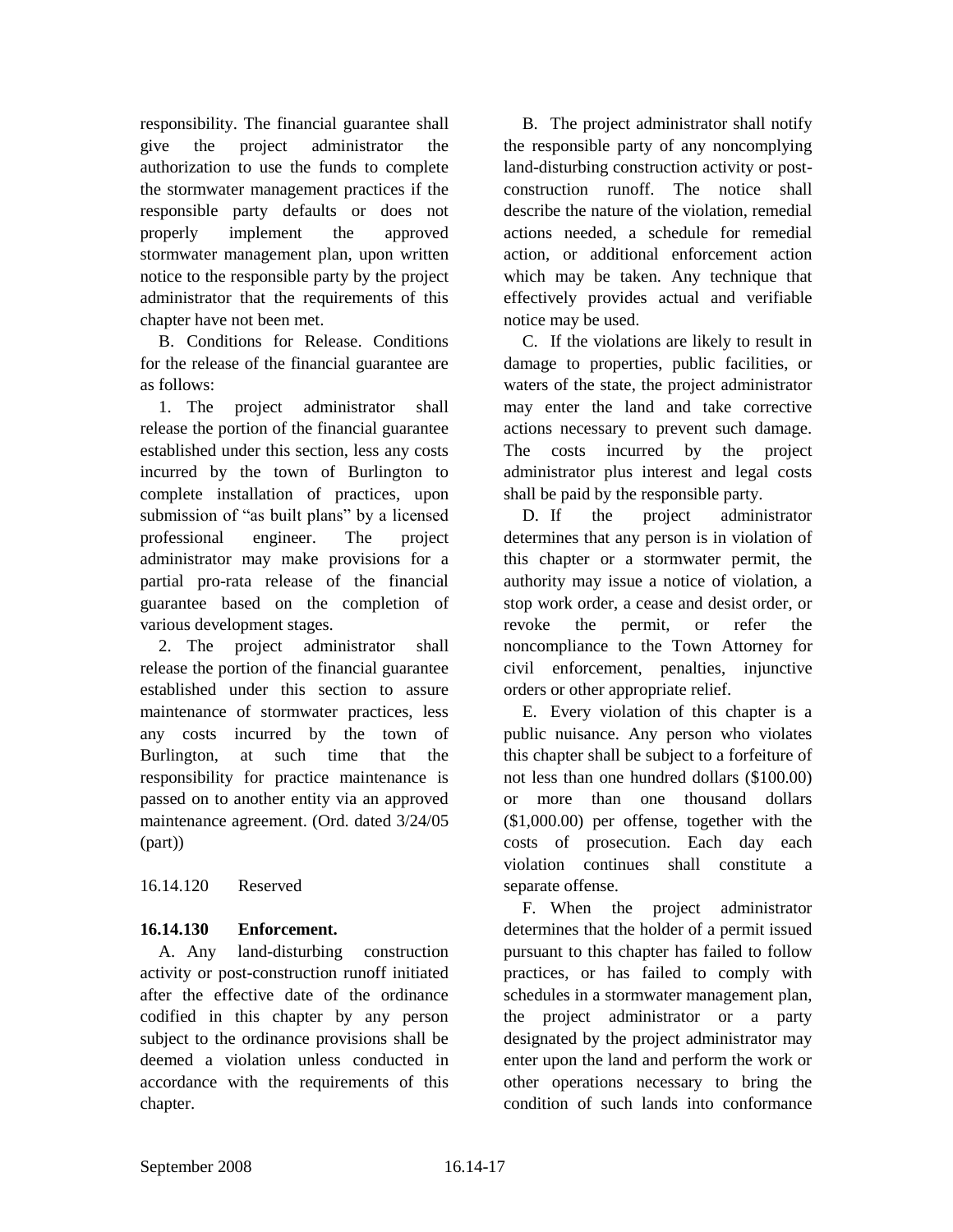responsibility. The financial guarantee shall give the project administrator the authorization to use the funds to complete the stormwater management practices if the responsible party defaults or does not properly implement the approved stormwater management plan, upon written notice to the responsible party by the project administrator that the requirements of this chapter have not been met.

B. Conditions for Release. Conditions for the release of the financial guarantee are as follows:

1. The project administrator shall release the portion of the financial guarantee established under this section, less any costs incurred by the town of Burlington to complete installation of practices, upon submission of "as built plans" by a licensed professional engineer. The project administrator may make provisions for a partial pro-rata release of the financial guarantee based on the completion of various development stages.

2. The project administrator shall release the portion of the financial guarantee established under this section to assure maintenance of stormwater practices, less any costs incurred by the town of Burlington, at such time that the responsibility for practice maintenance is passed on to another entity via an approved maintenance agreement. (Ord. dated 3/24/05 (part))

16.14.120 Reserved

**16.14.130 Enforcement.**

A. Any land-disturbing construction activity or post-construction runoff initiated after the effective date of the ordinance codified in this chapter by any person subject to the ordinance provisions shall be deemed a violation unless conducted in accordance with the requirements of this chapter.

B. The project administrator shall notify the responsible party of any noncomplying land-disturbing construction activity or post-construction runoff. The notice shall describe the nature of the violation, remedial actions needed, a schedule for remedial action, or additional enforcement action which may be taken. Any technique that effectively provides actual and verifiable notice may be used.

C. If the violations are likely to result in damage to properties, public facilities, or waters of the state, the project administrator may enter the land and take corrective actions necessary to prevent such damage. The costs incurred by the project administrator plus interest and legal costs shall be paid by the responsible party.

D. If the project administrator determines that any person is in violation of this chapter or a stormwater permit, the authority may issue a notice of violation, a stop work order, a cease and desist order, or revoke the permit, or refer the noncompliance to the Town Attorney for civil enforcement, penalties, injunctive orders or other appropriate relief.

E. Every violation of this chapter is a public nuisance. Any person who violates this chapter shall be subject to a forfeiture of not less than one hundred dollars ($100.00) or more than one thousand dollars ($1,000.00) per offense, together with the costs of prosecution. Each day each violation continues shall constitute a separate offense.

F. When the project administrator determines that the holder of a permit issued pursuant to this chapter has failed to follow practices, or has failed to comply with schedules in a stormwater management plan, the project administrator or a party designated by the project administrator may enter upon the land and perform the work or other operations necessary to bring the condition of such lands into conformance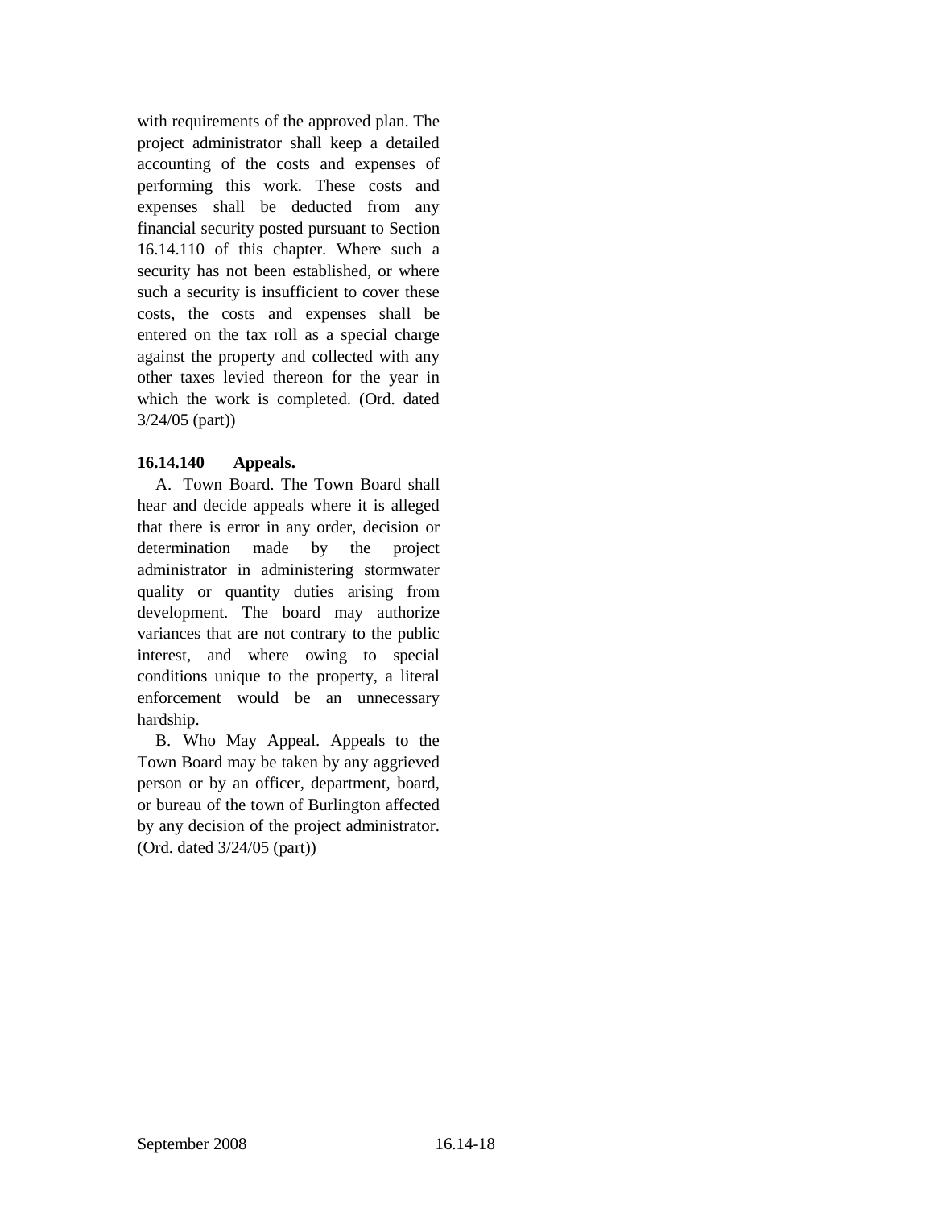with requirements of the approved plan. The project administrator shall keep a detailed accounting of the costs and expenses of performing this work. These costs and expenses shall be deducted from any financial security posted pursuant to Section 16.14.110 of this chapter. Where such a security has not been established, or where such a security is insufficient to cover these costs, the costs and expenses shall be entered on the tax roll as a special charge against the property and collected with any other taxes levied thereon for the year in which the work is completed. (Ord. dated 3/24/05 (part))

**16.14.140 Appeals.**

A. Town Board. The Town Board shall hear and decide appeals where it is alleged that there is error in any order, decision or determination made by the project administrator in administering stormwater quality or quantity duties arising from development. The board may authorize variances that are not contrary to the public interest, and where owing to special conditions unique to the property, a literal enforcement would be an unnecessary hardship.

B. Who May Appeal. Appeals to the Town Board may be taken by any aggrieved person or by an officer, department, board, or bureau of the town of Burlington affected by any decision of the project administrator. (Ord. dated 3/24/05 (part))